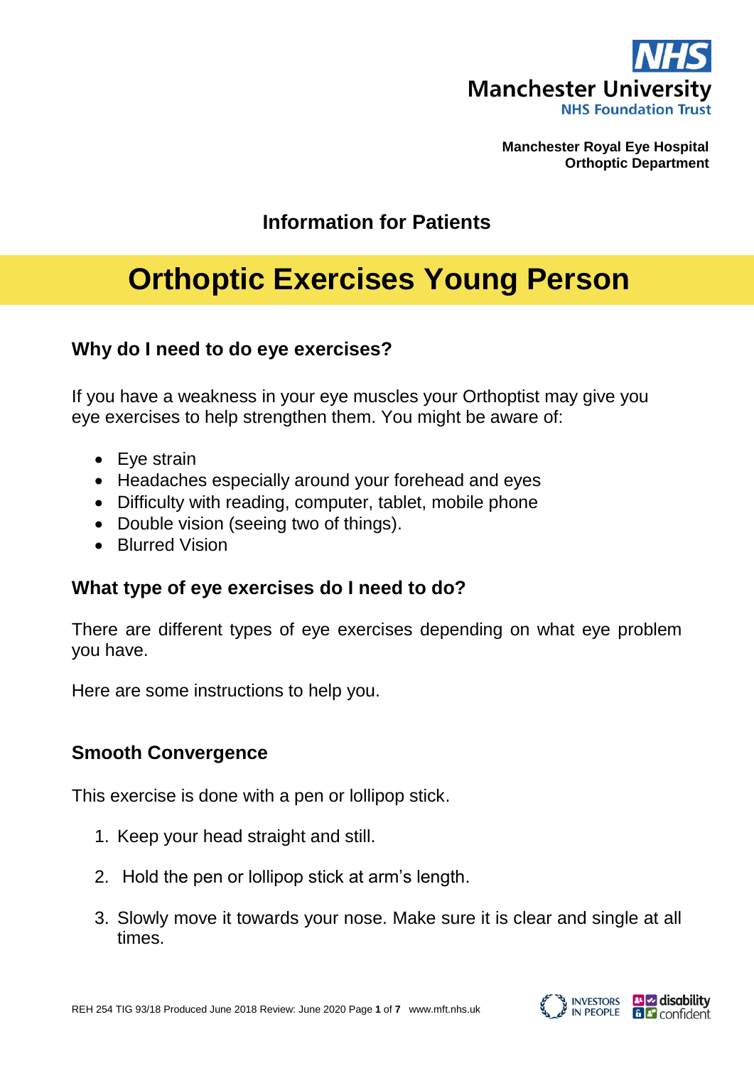Manchester Royal Eye Hospital
Orthoptic Department

## Information for Patients

# Orthoptic Exercises Young Person

### Why do I need to do eye exercises?

If you have a weakness in your eye muscles your Orthoptist may give you eye exercises to help strengthen them. You might be aware of:

- Eye strain
- Headaches especially around your forehead and eyes
- Difficulty with reading, computer, tablet, mobile phone
- Double vision (seeing two of things).
- Blurred Vision

### What type of eye exercises do I need to do?

There are different types of eye exercises depending on what eye problem you have.

Here are some instructions to help you.

### Smooth Convergence

This exercise is done with a pen or lollipop stick.

1. Keep your head straight and still.
2. Hold the pen or lollipop stick at arm's length.
3. Slowly move it towards your nose. Make sure it is clear and single at all times.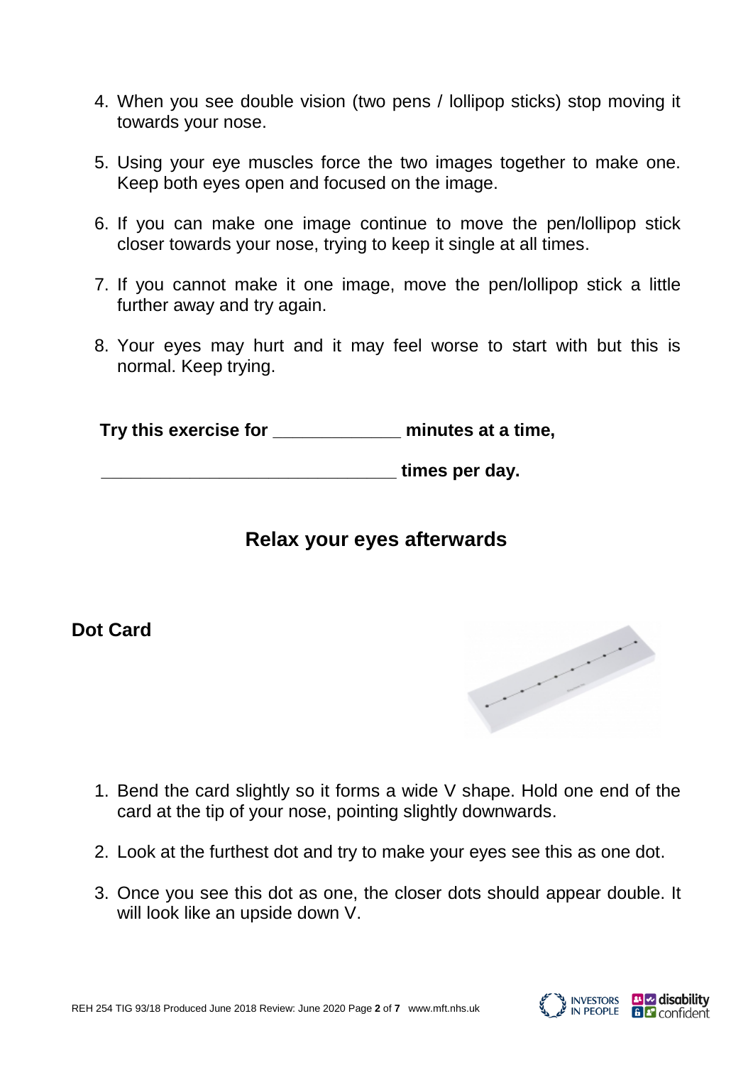4. When you see double vision (two pens / lollipop sticks) stop moving it towards your nose.

5. Using your eye muscles force the two images together to make one. Keep both eyes open and focused on the image.

6. If you can make one image continue to move the pen/lollipop stick closer towards your nose, trying to keep it single at all times.

7. If you cannot make it one image, move the pen/lollipop stick a little further away and try again.

8. Your eyes may hurt and it may feel worse to start with but this is normal. Keep trying.

**Try this exercise for _____________ minutes at a time,**

**______________________________ times per day.**

## Relax your eyes afterwards

## Dot Card

1. Bend the card slightly so it forms a wide V shape. Hold one end of the card at the tip of your nose, pointing slightly downwards.

2. Look at the furthest dot and try to make your eyes see this as one dot.

3. Once you see this dot as one, the closer dots should appear double. It will look like an upside down V.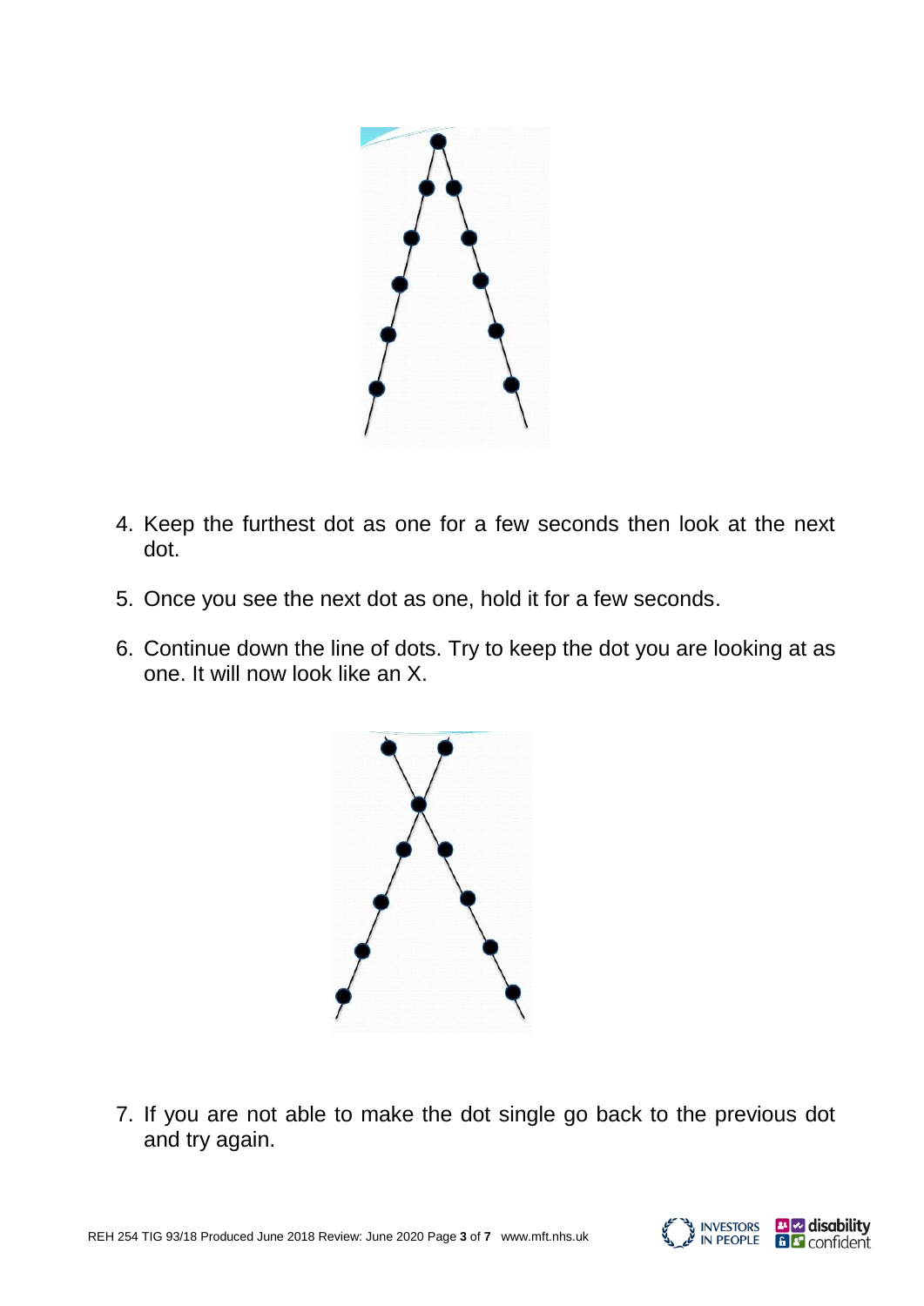4. Keep the furthest dot as one for a few seconds then look at the next dot.

5. Once you see the next dot as one, hold it for a few seconds.

6. Continue down the line of dots. Try to keep the dot you are looking at as one. It will now look like an X.

7. If you are not able to make the dot single go back to the previous dot and try again.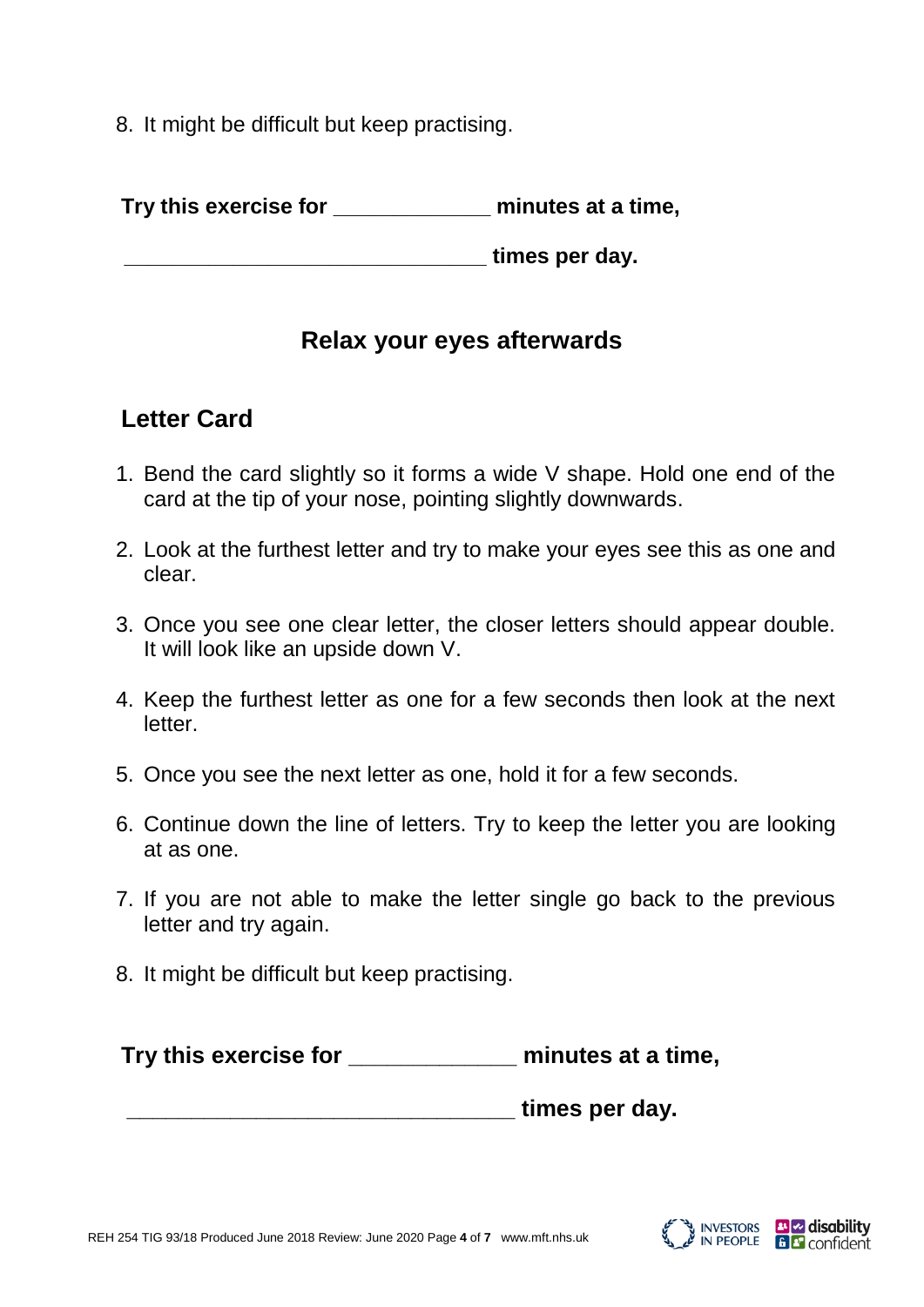8. It might be difficult but keep practising.

**Try this exercise for _____________ minutes at a time,**

**______________________________ times per day.**

## Relax your eyes afterwards

## Letter Card

1. Bend the card slightly so it forms a wide V shape. Hold one end of the card at the tip of your nose, pointing slightly downwards.
2. Look at the furthest letter and try to make your eyes see this as one and clear.
3. Once you see one clear letter, the closer letters should appear double. It will look like an upside down V.
4. Keep the furthest letter as one for a few seconds then look at the next letter.
5. Once you see the next letter as one, hold it for a few seconds.
6. Continue down the line of letters. Try to keep the letter you are looking at as one.
7. If you are not able to make the letter single go back to the previous letter and try again.
8. It might be difficult but keep practising.

**Try this exercise for _____________ minutes at a time,**

**________________________________ times per day.**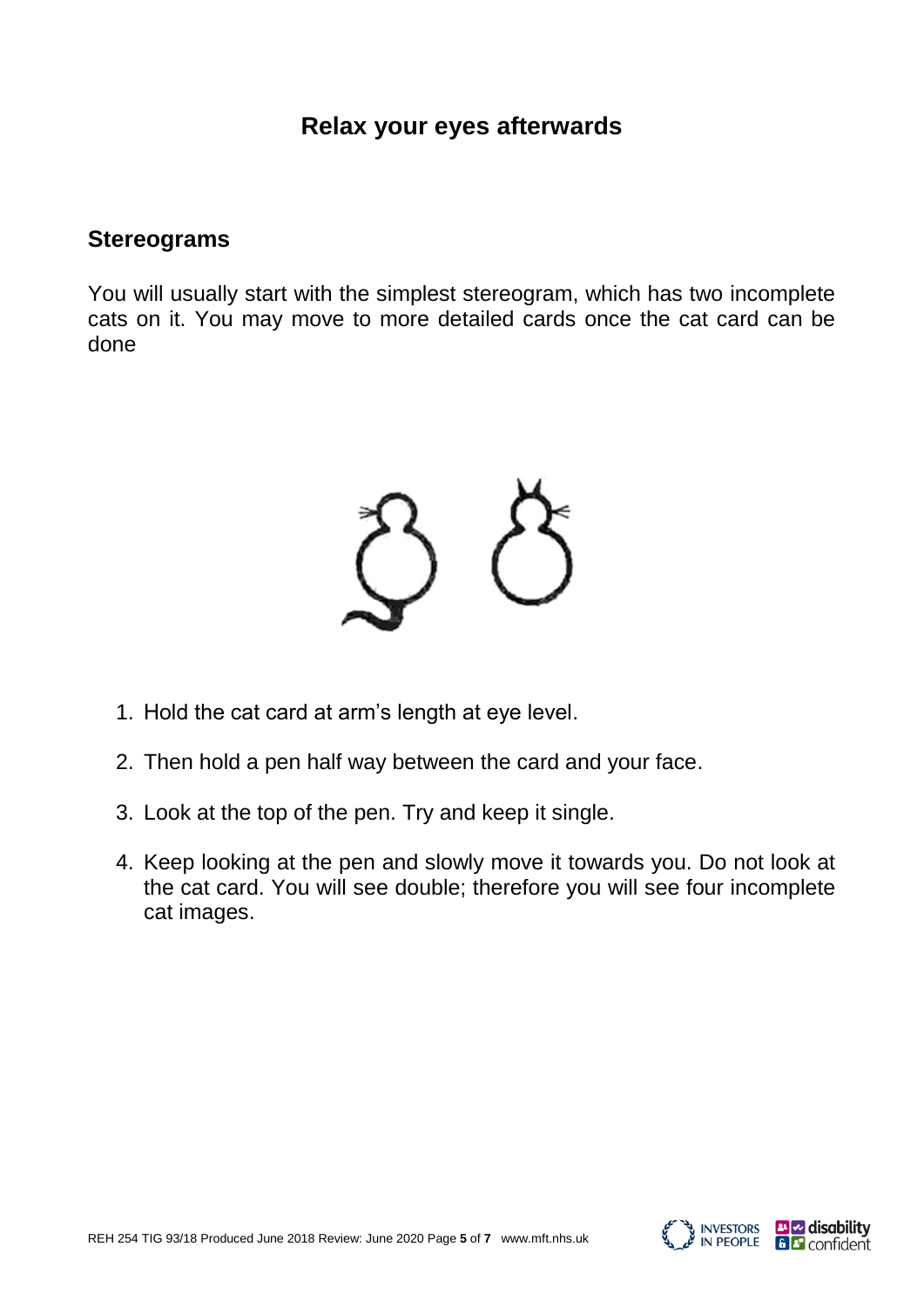## Relax your eyes afterwards

### Stereograms

You will usually start with the simplest stereogram, which has two incomplete cats on it. You may move to more detailed cards once the cat card can be done

1. Hold the cat card at arm's length at eye level.
2. Then hold a pen half way between the card and your face.
3. Look at the top of the pen. Try and keep it single.
4. Keep looking at the pen and slowly move it towards you. Do not look at the cat card. You will see double; therefore you will see four incomplete cat images.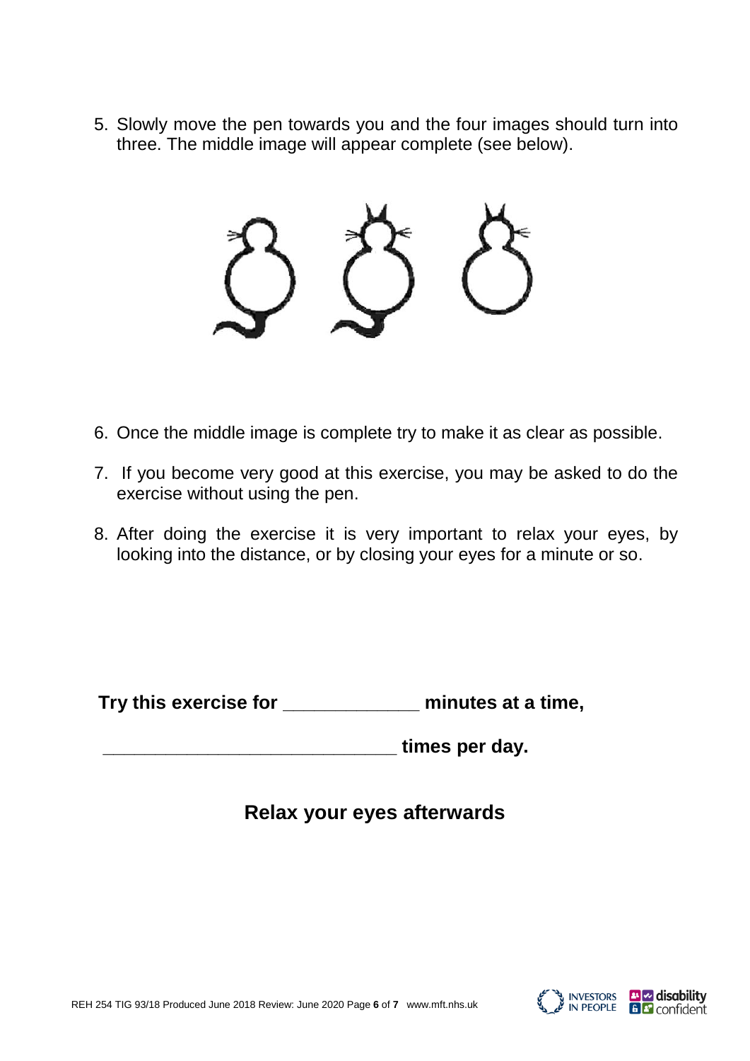5. Slowly move the pen towards you and the four images should turn into three. The middle image will appear complete (see below).

6. Once the middle image is complete try to make it as clear as possible.

7. If you become very good at this exercise, you may be asked to do the exercise without using the pen.

8. After doing the exercise it is very important to relax your eyes, by looking into the distance, or by closing your eyes for a minute or so.

**Try this exercise for _____________ minutes at a time,**

**_____________________________ times per day.**

## Relax your eyes afterwards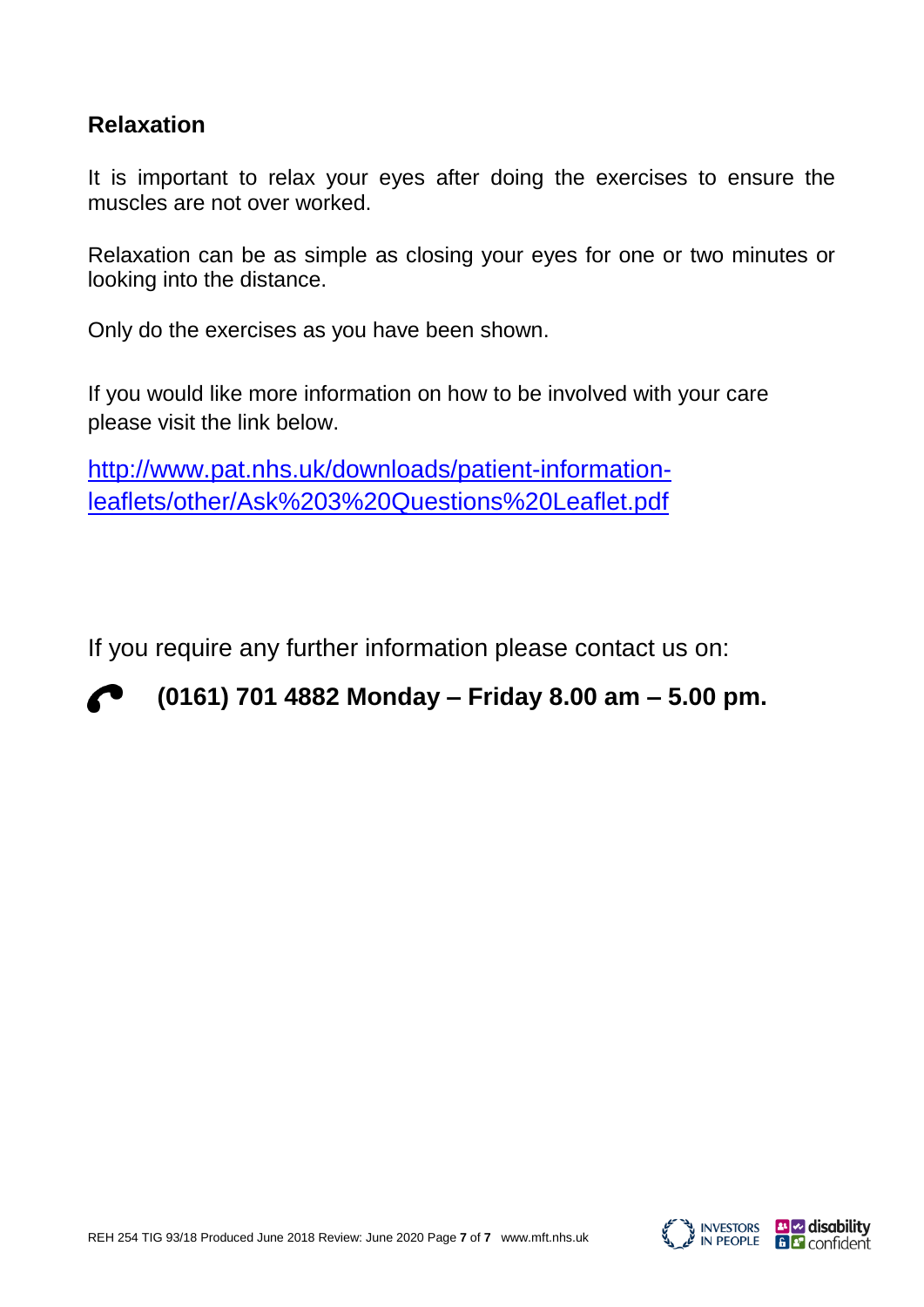## Relaxation

It is important to relax your eyes after doing the exercises to ensure the muscles are not over worked.

Relaxation can be as simple as closing your eyes for one or two minutes or looking into the distance.

Only do the exercises as you have been shown.

If you would like more information on how to be involved with your care please visit the link below.

http://www.pat.nhs.uk/downloads/patient-information-leaflets/other/Ask%203%20Questions%20Leaflet.pdf

If you require any further information please contact us on:

**(0161) 701 4882 Monday – Friday 8.00 am – 5.00 pm.**

REH 254 TIG 93/18 Produced June 2018 Review: June 2020 www.mft.nhs.uk